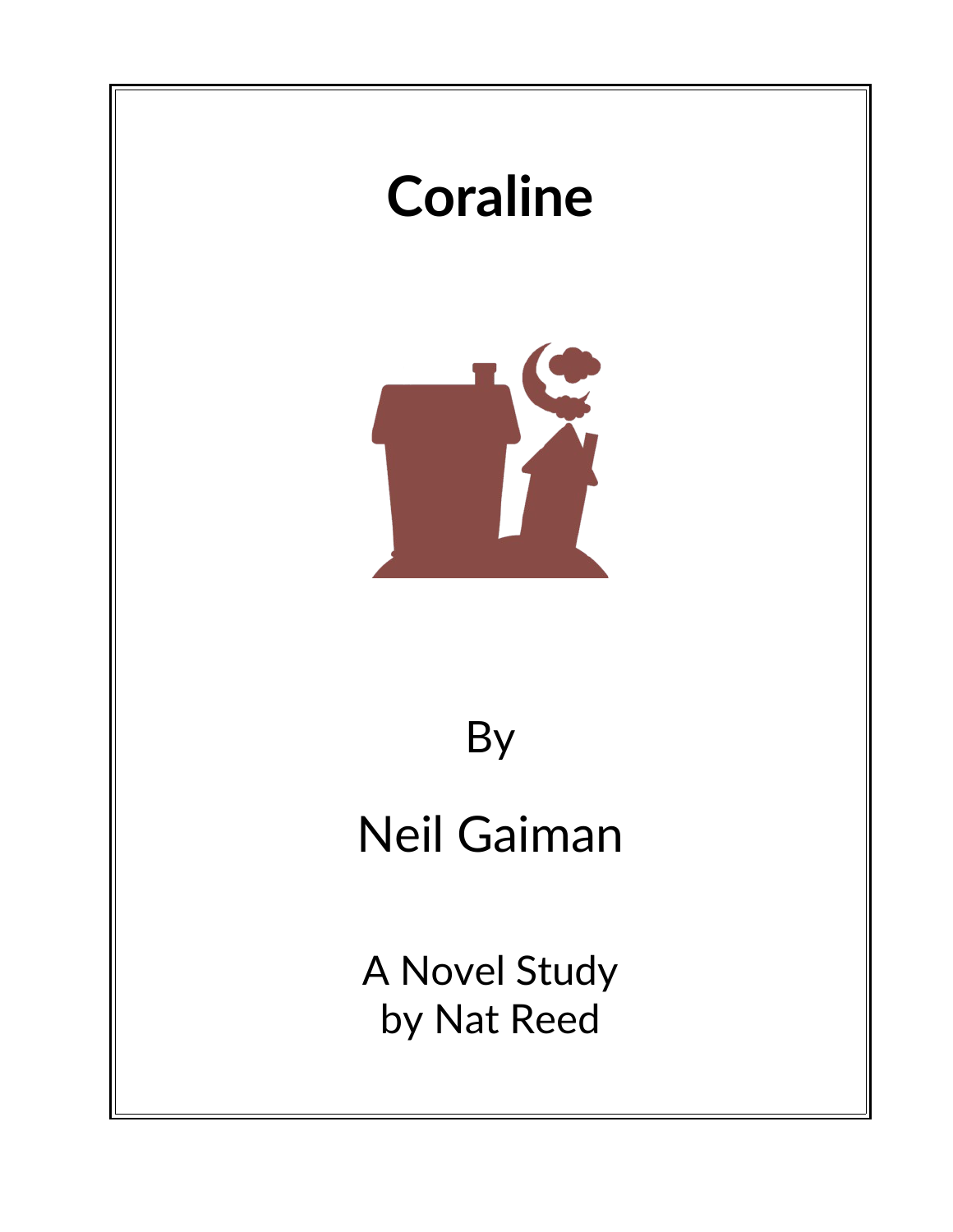# Coraline

By

Neil Gaiman

A Novel Study
by Nat Reed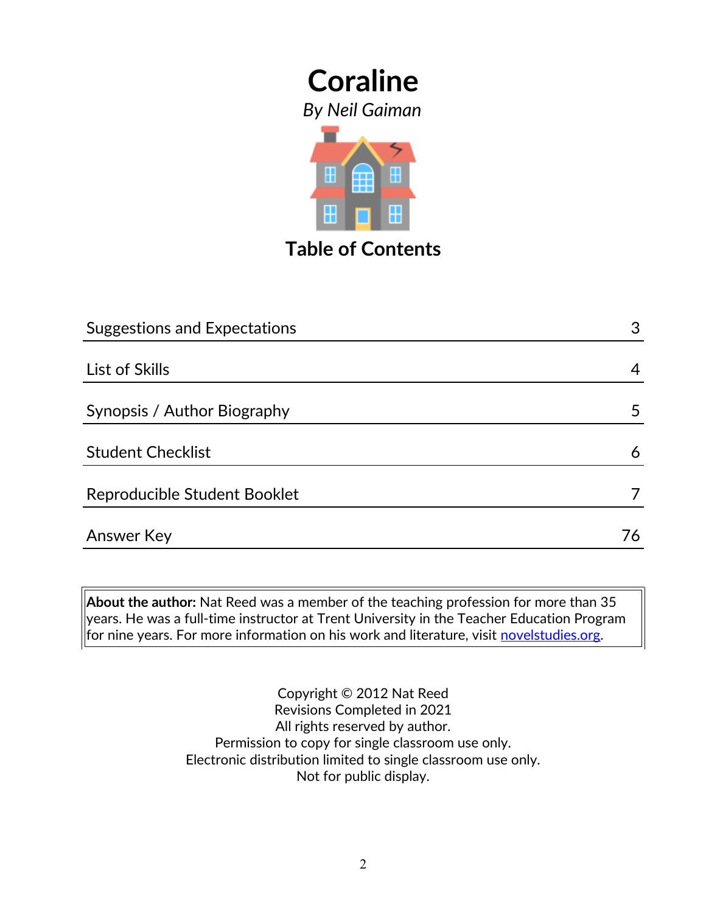# Coraline

*By Neil Gaiman*

## Table of Contents

| | |
|---|---|
| Suggestions and Expectations | 3 |
| List of Skills | 4 |
| Synopsis / Author Biography | 5 |
| Student Checklist | 6 |
| Reproducible Student Booklet | 7 |
| Answer Key | 76 |

**About the author:** Nat Reed was a member of the teaching profession for more than 35 years. He was a full-time instructor at Trent University in the Teacher Education Program for nine years. For more information on his work and literature, visit novelstudies.org.

Copyright © 2012 Nat Reed
Revisions Completed in 2021
All rights reserved by author.
Permission to copy for single classroom use only.
Electronic distribution limited to single classroom use only.
Not for public display.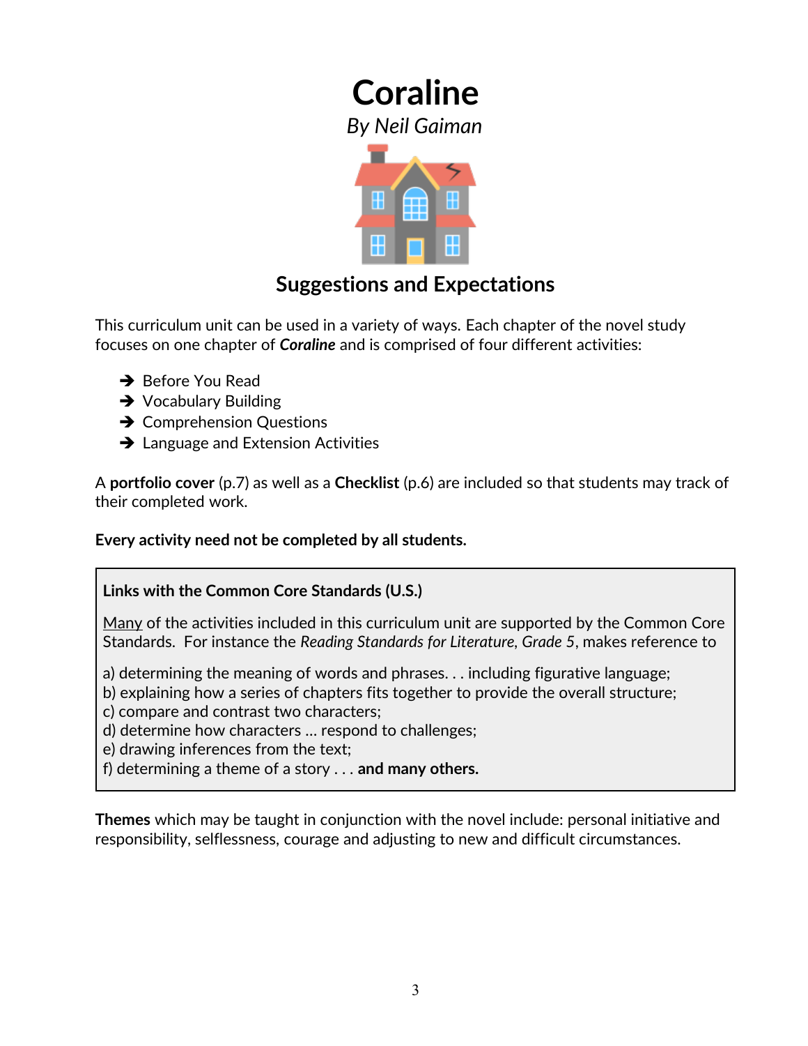# Coraline

*By Neil Gaiman*

## Suggestions and Expectations

This curriculum unit can be used in a variety of ways. Each chapter of the novel study focuses on one chapter of ***Coraline*** and is comprised of four different activities:

- ➔ Before You Read
- ➔ Vocabulary Building
- ➔ Comprehension Questions
- ➔ Language and Extension Activities

A **portfolio cover** (p.7) as well as a **Checklist** (p.6) are included so that students may track of their completed work.

**Every activity need not be completed by all students.**

> **Links with the Common Core Standards (U.S.)**
>
> Many of the activities included in this curriculum unit are supported by the Common Core Standards. For instance the *Reading Standards for Literature, Grade 5*, makes reference to
>
> a) determining the meaning of words and phrases. . . including figurative language;
> b) explaining how a series of chapters fits together to provide the overall structure;
> c) compare and contrast two characters;
> d) determine how characters … respond to challenges;
> e) drawing inferences from the text;
> f) determining a theme of a story . . . **and many others.**

**Themes** which may be taught in conjunction with the novel include: personal initiative and responsibility, selflessness, courage and adjusting to new and difficult circumstances.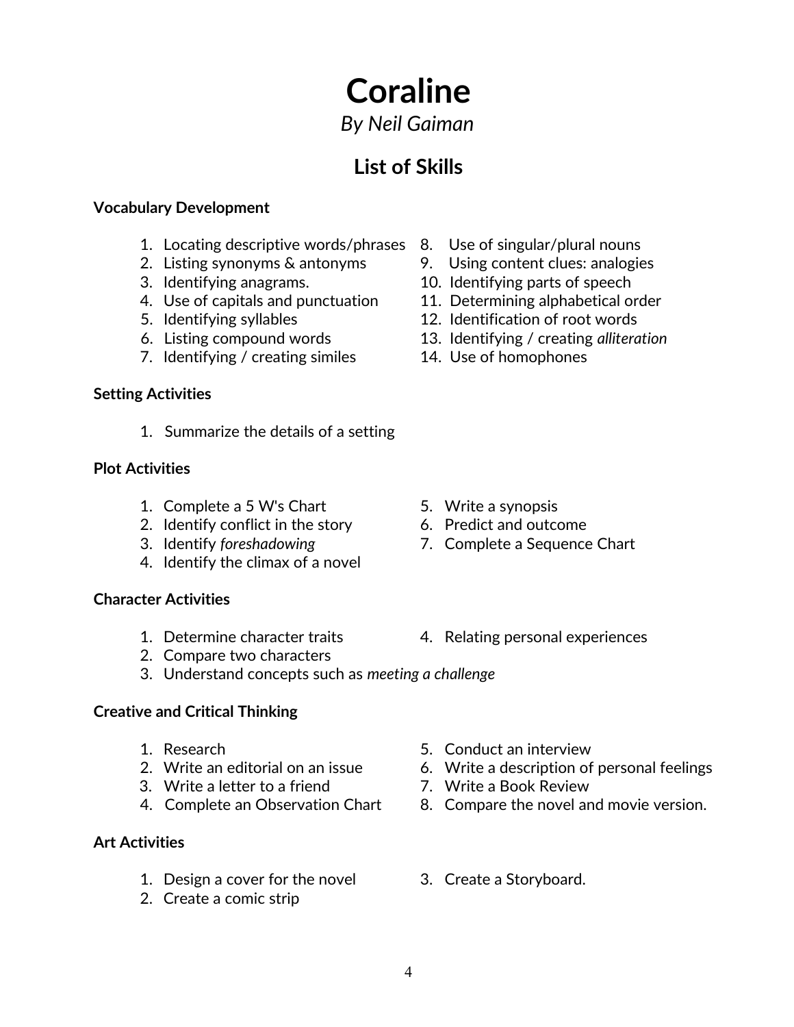# Coraline

*By Neil Gaiman*

## List of Skills

**Vocabulary Development**

1. Locating descriptive words/phrases
2. Listing synonyms & antonyms
3. Identifying anagrams.
4. Use of capitals and punctuation
5. Identifying syllables
6. Listing compound words
7. Identifying / creating similes
8. Use of singular/plural nouns
9. Using content clues: analogies
10. Identifying parts of speech
11. Determining alphabetical order
12. Identification of root words
13. Identifying / creating *alliteration*
14. Use of homophones

**Setting Activities**

1. Summarize the details of a setting

**Plot Activities**

1. Complete a 5 W's Chart
2. Identify conflict in the story
3. Identify *foreshadowing*
4. Identify the climax of a novel
5. Write a synopsis
6. Predict and outcome
7. Complete a Sequence Chart

**Character Activities**

1. Determine character traits
2. Compare two characters
3. Understand concepts such as *meeting a challenge*
4. Relating personal experiences

**Creative and Critical Thinking**

1. Research
2. Write an editorial on an issue
3. Write a letter to a friend
4. Complete an Observation Chart
5. Conduct an interview
6. Write a description of personal feelings
7. Write a Book Review
8. Compare the novel and movie version.

**Art Activities**

1. Design a cover for the novel
2. Create a comic strip
3. Create a Storyboard.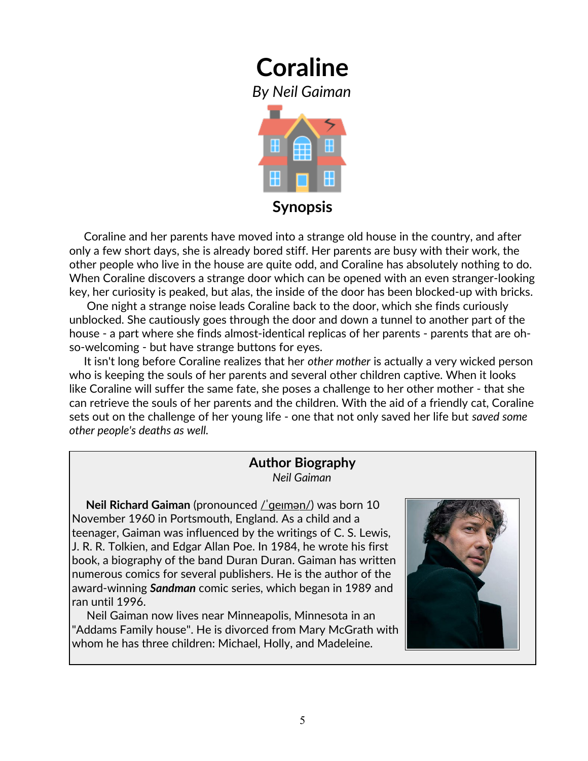# Coraline

*By Neil Gaiman*

## Synopsis

Coraline and her parents have moved into a strange old house in the country, and after only a few short days, she is already bored stiff. Her parents are busy with their work, the other people who live in the house are quite odd, and Coraline has absolutely nothing to do. When Coraline discovers a strange door which can be opened with an even stranger-looking key, her curiosity is peaked, but alas, the inside of the door has been blocked-up with bricks.

One night a strange noise leads Coraline back to the door, which she finds curiously unblocked. She cautiously goes through the door and down a tunnel to another part of the house - a part where she finds almost-identical replicas of her parents - parents that are oh-so-welcoming - but have strange buttons for eyes.

It isn't long before Coraline realizes that her *other mother* is actually a very wicked person who is keeping the souls of her parents and several other children captive. When it looks like Coraline will suffer the same fate, she poses a challenge to her other mother - that she can retrieve the souls of her parents and the children. With the aid of a friendly cat, Coraline sets out on the challenge of her young life - one that not only saved her life but *saved some other people's deaths as well.*

## Author Biography

*Neil Gaiman*

**Neil Richard Gaiman** (pronounced /ˈɡeɪmən/) was born 10 November 1960 in Portsmouth, England. As a child and a teenager, Gaiman was influenced by the writings of C. S. Lewis, J. R. R. Tolkien, and Edgar Allan Poe. In 1984, he wrote his first book, a biography of the band Duran Duran. Gaiman has written numerous comics for several publishers. He is the author of the award-winning ***Sandman*** comic series, which began in 1989 and ran until 1996.

Neil Gaiman now lives near Minneapolis, Minnesota in an "Addams Family house". He is divorced from Mary McGrath with whom he has three children: Michael, Holly, and Madeleine.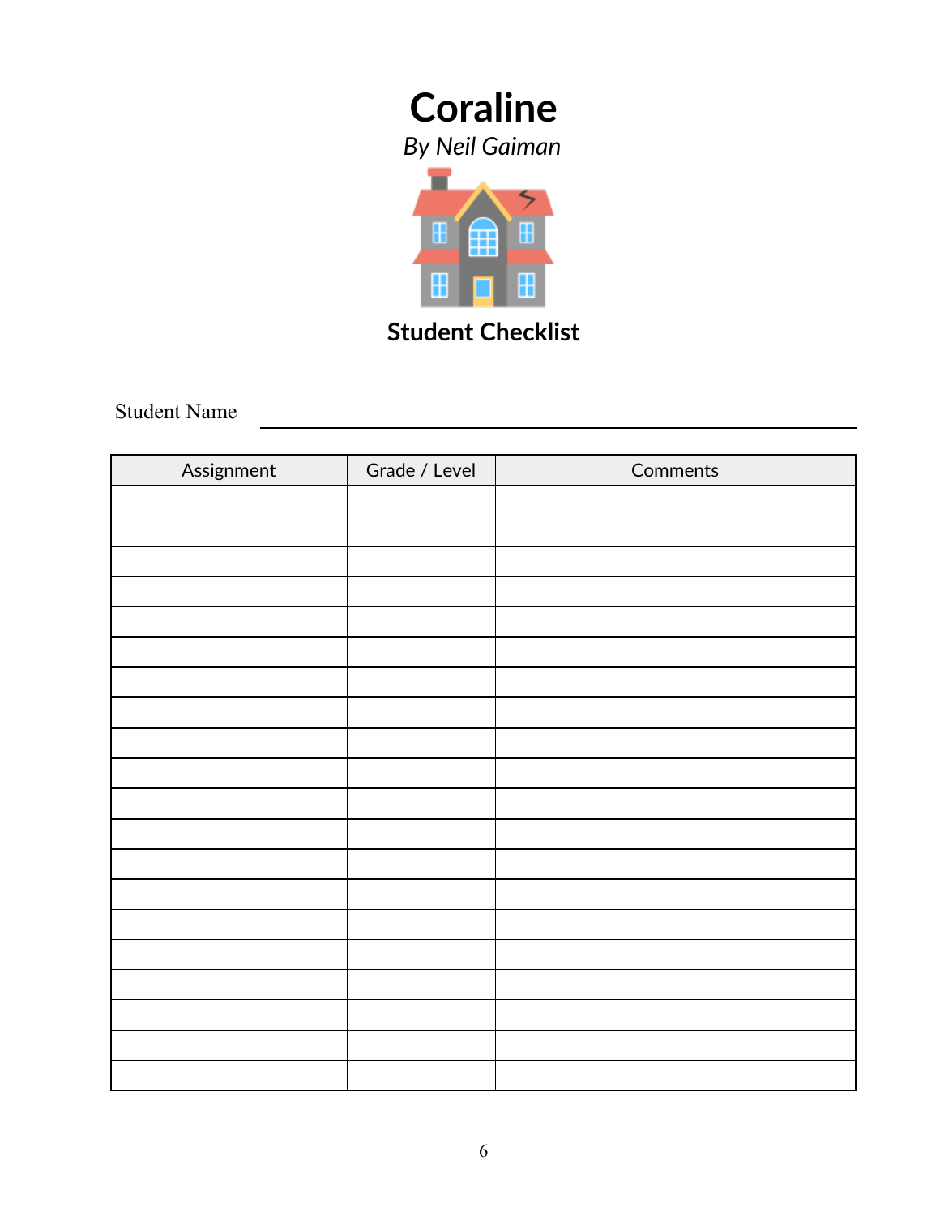# Coraline

*By Neil Gaiman*

## Student Checklist

Student Name ______________________________

| Assignment | Grade / Level | Comments |
|---|---|---|
| | | |
| | | |
| | | |
| | | |
| | | |
| | | |
| | | |
| | | |
| | | |
| | | |
| | | |
| | | |
| | | |
| | | |
| | | |
| | | |
| | | |
| | | |
| | | |
| | | |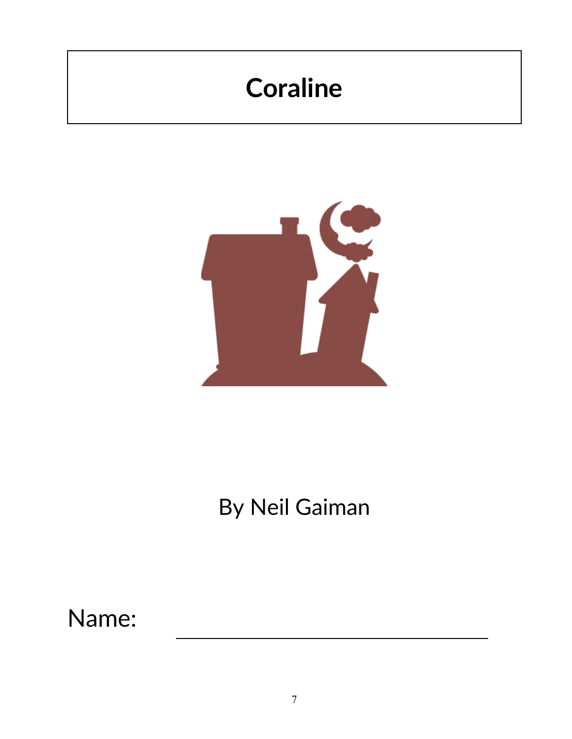# Coraline

By Neil Gaiman

Name: ______________________________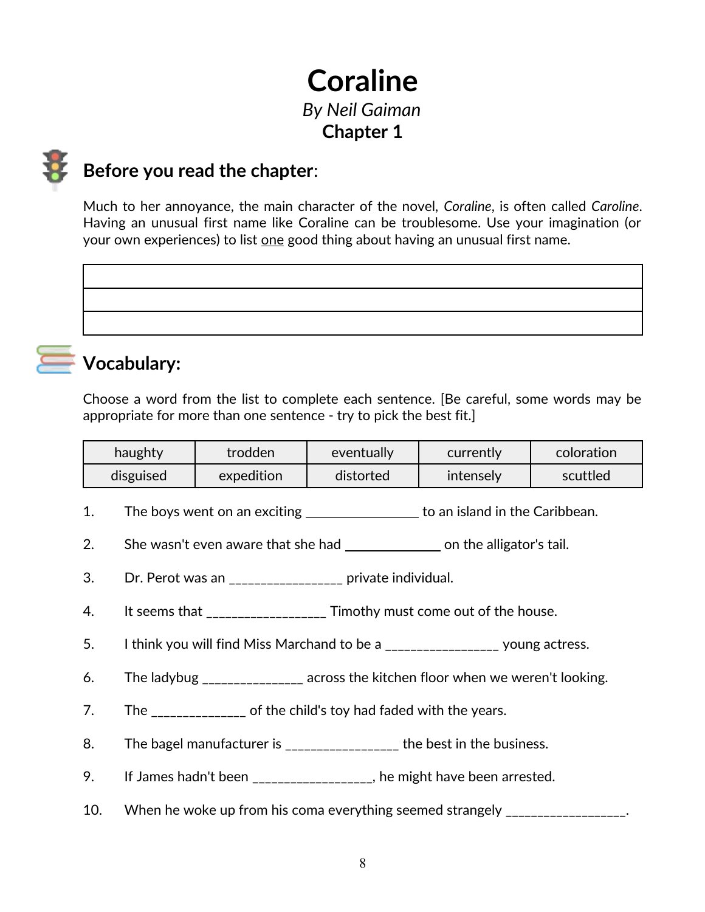# Coraline

*By Neil Gaiman*

**Chapter 1**

## Before you read the chapter:

Much to her annoyance, the main character of the novel, *Coraline*, is often called *Caroline*. Having an unusual first name like Coraline can be troublesome. Use your imagination (or your own experiences) to list one good thing about having an unusual first name.

| |
|---|
| |
| |
| |

## Vocabulary:

Choose a word from the list to complete each sentence. [Be careful, some words may be appropriate for more than one sentence - try to pick the best fit.]

| haughty | trodden | eventually | currently | coloration |
|---|---|---|---|---|
| disguised | expedition | distorted | intensely | scuttled |

1. The boys went on an exciting ________________ to an island in the Caribbean.
2. She wasn't even aware that she had ______________ on the alligator's tail.
3. Dr. Perot was an _________________ private individual.
4. It seems that __________________ Timothy must come out of the house.
5. I think you will find Miss Marchand to be a _________________ young actress.
6. The ladybug _______________ across the kitchen floor when we weren't looking.
7. The ______________ of the child's toy had faded with the years.
8. The bagel manufacturer is _________________ the best in the business.
9. If James hadn't been __________________, he might have been arrested.
10. When he woke up from his coma everything seemed strangely __________________.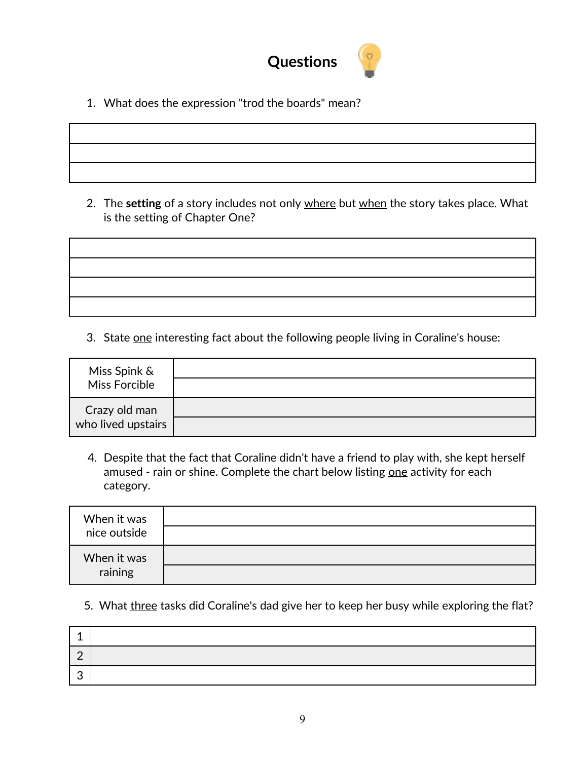# Questions

1. What does the expression "trod the boards" mean?

| |
|---|
| |
| |
| |

2. The **setting** of a story includes not only <u>where</u> but <u>when</u> the story takes place. What is the setting of Chapter One?

| |
|---|
| |
| |
| |
| |

3. State <u>one</u> interesting fact about the following people living in Coraline's house:

| | |
|---|---|
| Miss Spink & Miss Forcible | |
| | |
| Crazy old man who lived upstairs | |
| | |

4. Despite that the fact that Coraline didn't have a friend to play with, she kept herself amused - rain or shine. Complete the chart below listing <u>one</u> activity for each category.

| | |
|---|---|
| When it was nice outside | |
| | |
| When it was raining | |
| | |

5. What <u>three</u> tasks did Coraline's dad give her to keep her busy while exploring the flat?

| | |
|---|---|
| 1 | |
| 2 | |
| 3 | |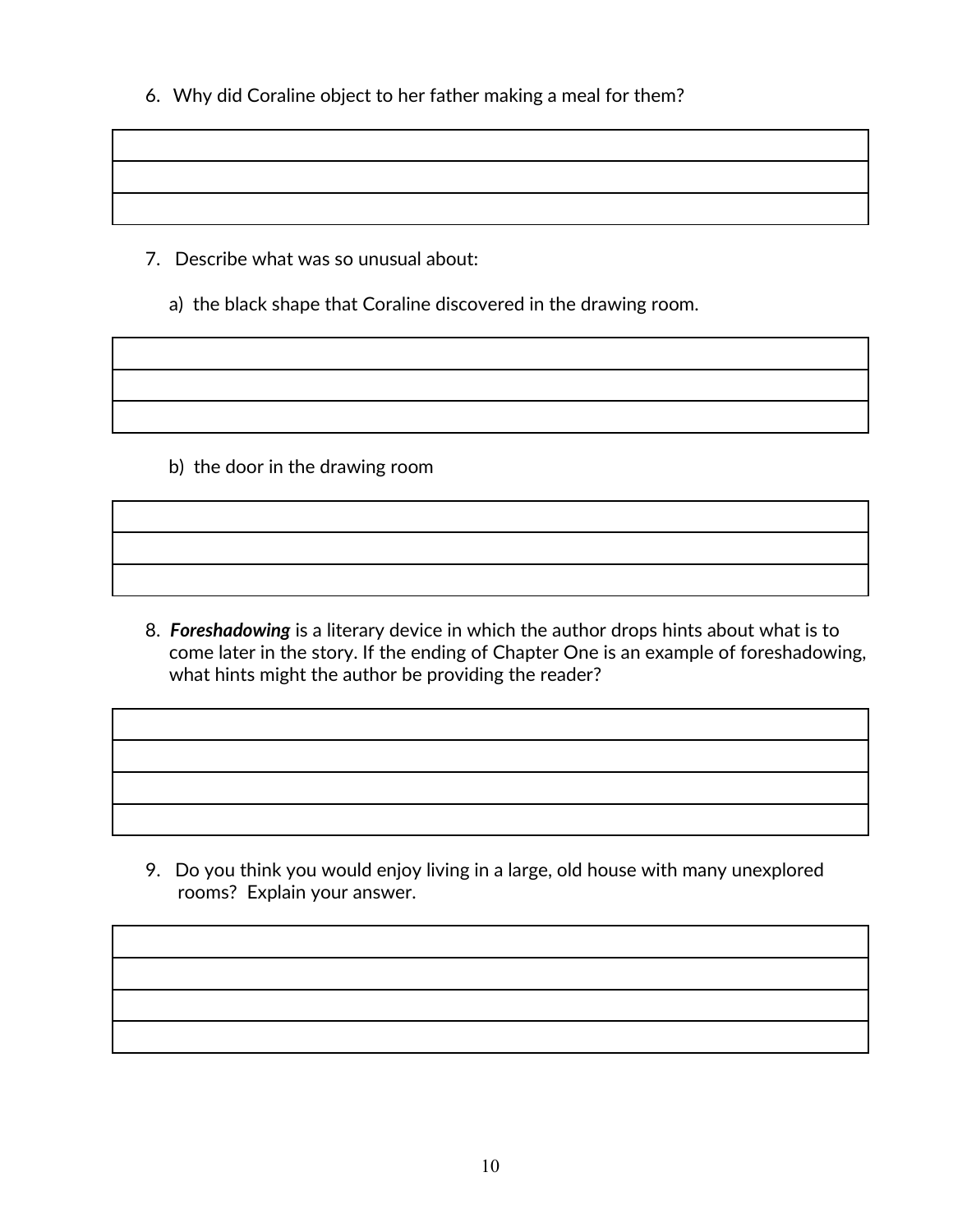6. Why did Coraline object to her father making a meal for them?

| |
|---|
| |
| |

7. Describe what was so unusual about:

   a) the black shape that Coraline discovered in the drawing room.

| |
|---|
| |
| |

   b) the door in the drawing room

| |
|---|
| |
| |

8. ***Foreshadowing*** is a literary device in which the author drops hints about what is to come later in the story. If the ending of Chapter One is an example of foreshadowing, what hints might the author be providing the reader?

| |
|---|
| |
| |
| |

9. Do you think you would enjoy living in a large, old house with many unexplored rooms? Explain your answer.

| |
|---|
| |
| |
| |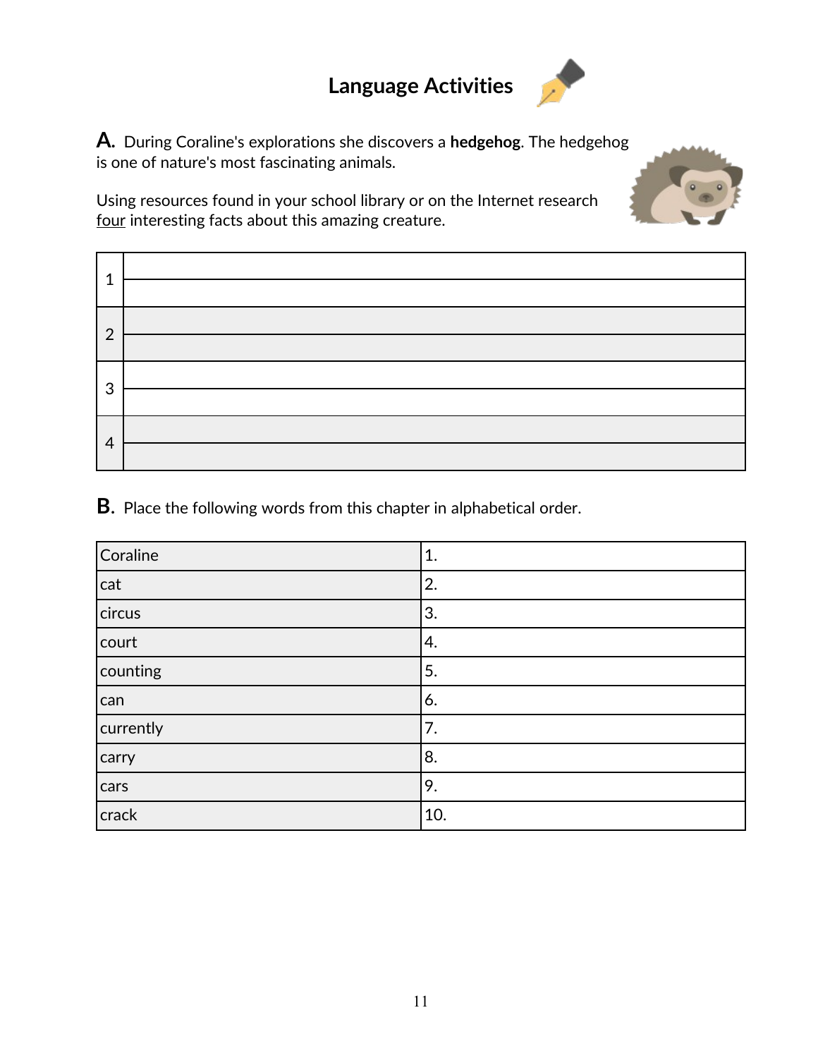# Language Activities

**A.** During Coraline's explorations she discovers a **hedgehog**. The hedgehog is one of nature's most fascinating animals.

Using resources found in your school library or on the Internet research four interesting facts about this amazing creature.

| | |
|---|---|
| 1 | |
| 2 | |
| 3 | |
| 4 | |

**B.** Place the following words from this chapter in alphabetical order.

| | |
|---|---|
| Coraline | 1. |
| cat | 2. |
| circus | 3. |
| court | 4. |
| counting | 5. |
| can | 6. |
| currently | 7. |
| carry | 8. |
| cars | 9. |
| crack | 10. |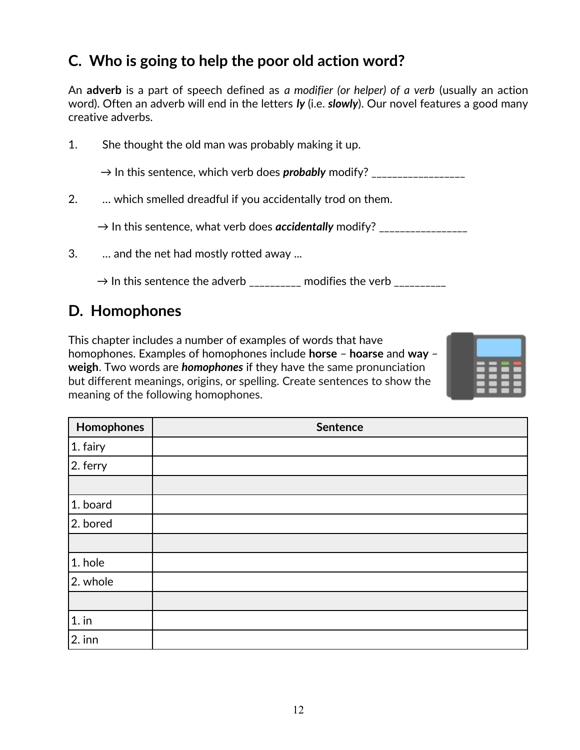## C. Who is going to help the poor old action word?

An **adverb** is a part of speech defined as *a modifier (or helper) of a verb* (usually an action word). Often an adverb will end in the letters ***ly*** (i.e. ***slowly***). Our novel features a good many creative adverbs.

1. She thought the old man was probably making it up.

   → In this sentence, which verb does ***probably*** modify? _________________

2. … which smelled dreadful if you accidentally trod on them.

   → In this sentence, what verb does ***accidentally*** modify? ________________

3. … and the net had mostly rotted away ...

   → In this sentence the adverb _________ modifies the verb _________

## D. Homophones

This chapter includes a number of examples of words that have homophones. Examples of homophones include **horse** – **hoarse** and **way** – **weigh**. Two words are ***homophones*** if they have the same pronunciation but different meanings, origins, or spelling. Create sentences to show the meaning of the following homophones.

| Homophones | Sentence |
|---|---|
| 1. fairy | |
| 2. ferry | |
| | |
| 1. board | |
| 2. bored | |
| | |
| 1. hole | |
| 2. whole | |
| | |
| 1. in | |
| 2. inn | |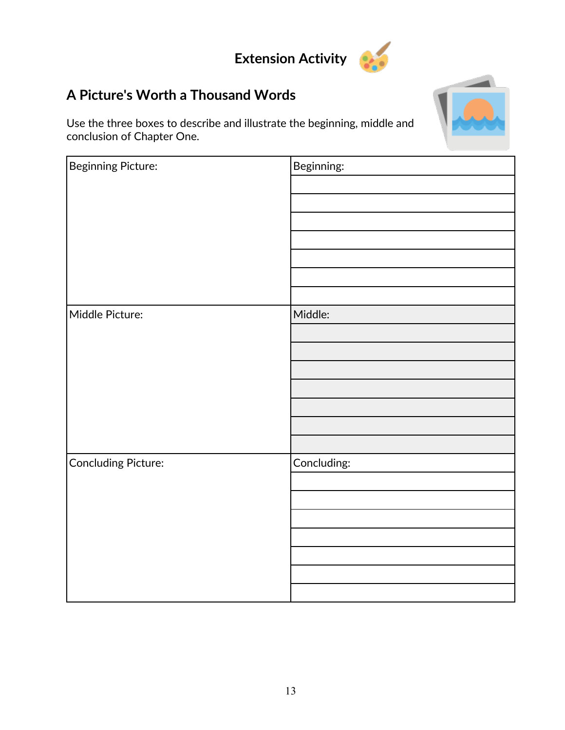# Extension Activity

## A Picture's Worth a Thousand Words

Use the three boxes to describe and illustrate the beginning, middle and conclusion of Chapter One.

| | |
|---|---|
| Beginning Picture: | Beginning: |
| Middle Picture: | Middle: |
| Concluding Picture: | Concluding: |